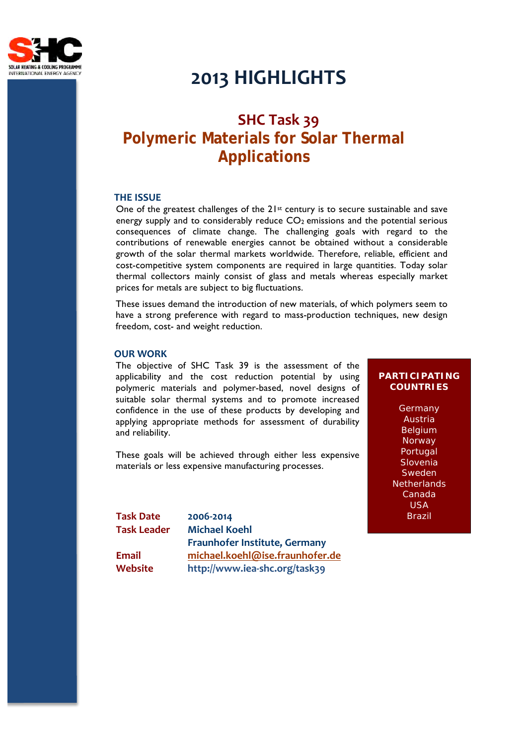SOLAR HEATING & COOLING PROGRAMME
INTERNATIONAL ENERGY AGENCY

# 2013 HIGHLIGHTS

## SHC Task 39
## Polymeric Materials for Solar Thermal Applications

### THE ISSUE

One of the greatest challenges of the 21st century is to secure sustainable and save energy supply and to considerably reduce $CO_2$ emissions and the potential serious consequences of climate change. The challenging goals with regard to the contributions of renewable energies cannot be obtained without a considerable growth of the solar thermal markets worldwide. Therefore, reliable, efficient and cost-competitive system components are required in large quantities. Today solar thermal collectors mainly consist of glass and metals whereas especially market prices for metals are subject to big fluctuations.

These issues demand the introduction of new materials, of which polymers seem to have a strong preference with regard to mass-production techniques, new design freedom, cost- and weight reduction.

### OUR WORK

The objective of SHC Task 39 is the assessment of the applicability and the cost reduction potential by using polymeric materials and polymer-based, novel designs of suitable solar thermal systems and to promote increased confidence in the use of these products by developing and applying appropriate methods for assessment of durability and reliability.

These goals will be achieved through either less expensive materials or less expensive manufacturing processes.

| | |
|---|---|
| **Task Date** | **2006-2014** |
| **Task Leader** | **Michael Koehl** |
| | **Fraunhofer Institute, Germany** |
| **Email** | **michael.koehl@ise.fraunhofer.de** |
| **Website** | **http://www.iea-shc.org/task39** |

**PARTICIPATING COUNTRIES**

Germany
Austria
Belgium
Norway
Portugal
Slovenia
Sweden
Netherlands
Canada
USA
Brazil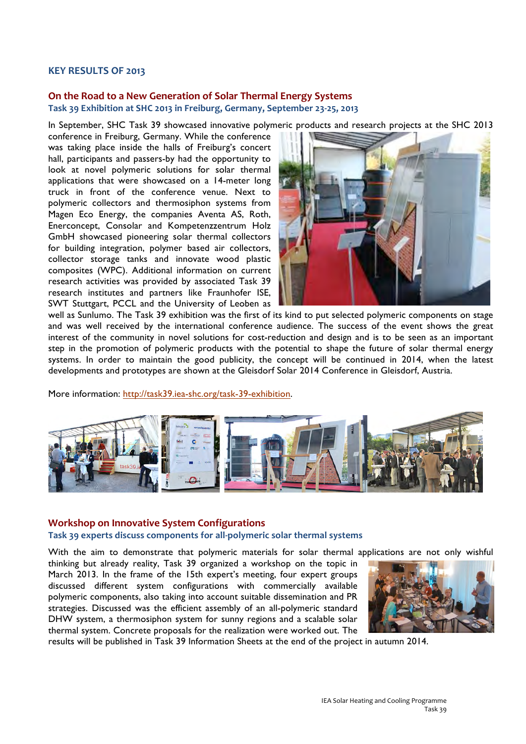## KEY RESULTS OF 2013

### On the Road to a New Generation of Solar Thermal Energy Systems

#### Task 39 Exhibition at SHC 2013 in Freiburg, Germany, September 23-25, 2013

In September, SHC Task 39 showcased innovative polymeric products and research projects at the SHC 2013 conference in Freiburg, Germany. While the conference was taking place inside the halls of Freiburg's concert hall, participants and passers-by had the opportunity to look at novel polymeric solutions for solar thermal applications that were showcased on a 14-meter long truck in front of the conference venue. Next to polymeric collectors and thermosiphon systems from Magen Eco Energy, the companies Aventa AS, Roth, Enerconcept, Consolar and Kompetenzzentrum Holz GmbH showcased pioneering solar thermal collectors for building integration, polymer based air collectors, collector storage tanks and innovate wood plastic composites (WPC). Additional information on current research activities was provided by associated Task 39 research institutes and partners like Fraunhofer ISE, SWT Stuttgart, PCCL and the University of Leoben as well as Sunlumo. The Task 39 exhibition was the first of its kind to put selected polymeric components on stage and was well received by the international conference audience. The success of the event shows the great interest of the community in novel solutions for cost-reduction and design and is to be seen as an important step in the promotion of polymeric products with the potential to shape the future of solar thermal energy systems. In order to maintain the good publicity, the concept will be continued in 2014, when the latest developments and prototypes are shown at the Gleisdorf Solar 2014 Conference in Gleisdorf, Austria.

More information: http://task39.iea-shc.org/task-39-exhibition.

### Workshop on Innovative System Configurations

#### Task 39 experts discuss components for all-polymeric solar thermal systems

With the aim to demonstrate that polymeric materials for solar thermal applications are not only wishful thinking but already reality, Task 39 organized a workshop on the topic in March 2013. In the frame of the 15th expert's meeting, four expert groups discussed different system configurations with commercially available polymeric components, also taking into account suitable dissemination and PR strategies. Discussed was the efficient assembly of an all-polymeric standard DHW system, a thermosiphon system for sunny regions and a scalable solar thermal system. Concrete proposals for the realization were worked out. The results will be published in Task 39 Information Sheets at the end of the project in autumn 2014.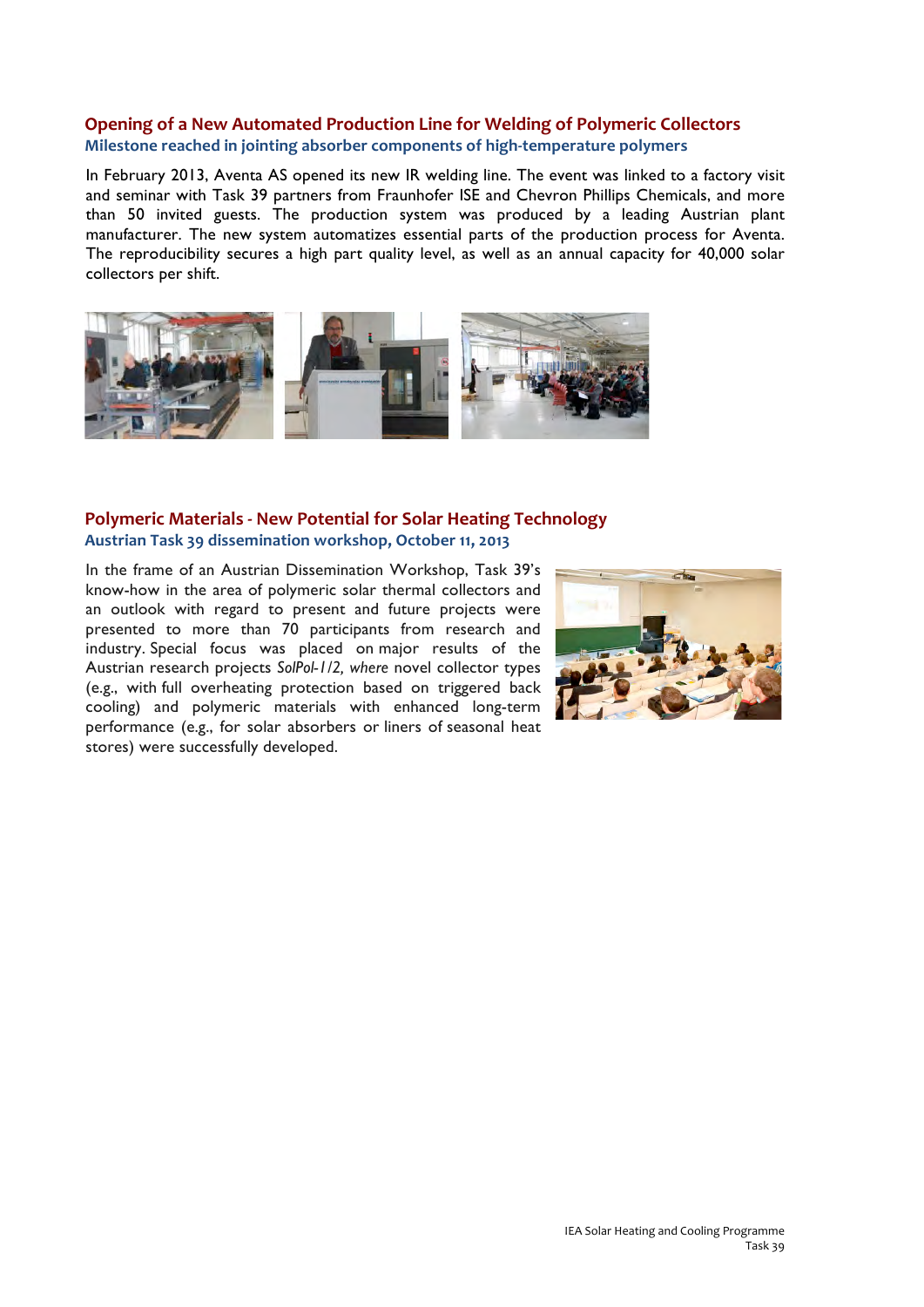## Opening of a New Automated Production Line for Welding of Polymeric Collectors

### Milestone reached in jointing absorber components of high-temperature polymers

In February 2013, Aventa AS opened its new IR welding line. The event was linked to a factory visit and seminar with Task 39 partners from Fraunhofer ISE and Chevron Phillips Chemicals, and more than 50 invited guests. The production system was produced by a leading Austrian plant manufacturer. The new system automatizes essential parts of the production process for Aventa. The reproducibility secures a high part quality level, as well as an annual capacity for 40,000 solar collectors per shift.

## Polymeric Materials - New Potential for Solar Heating Technology

### Austrian Task 39 dissemination workshop, October 11, 2013

In the frame of an Austrian Dissemination Workshop, Task 39's know-how in the area of polymeric solar thermal collectors and an outlook with regard to present and future projects were presented to more than 70 participants from research and industry. Special focus was placed on major results of the Austrian research projects *SolPol-1/2, where* novel collector types (e.g., with full overheating protection based on triggered back cooling) and polymeric materials with enhanced long-term performance (e.g., for solar absorbers or liners of seasonal heat stores) were successfully developed.